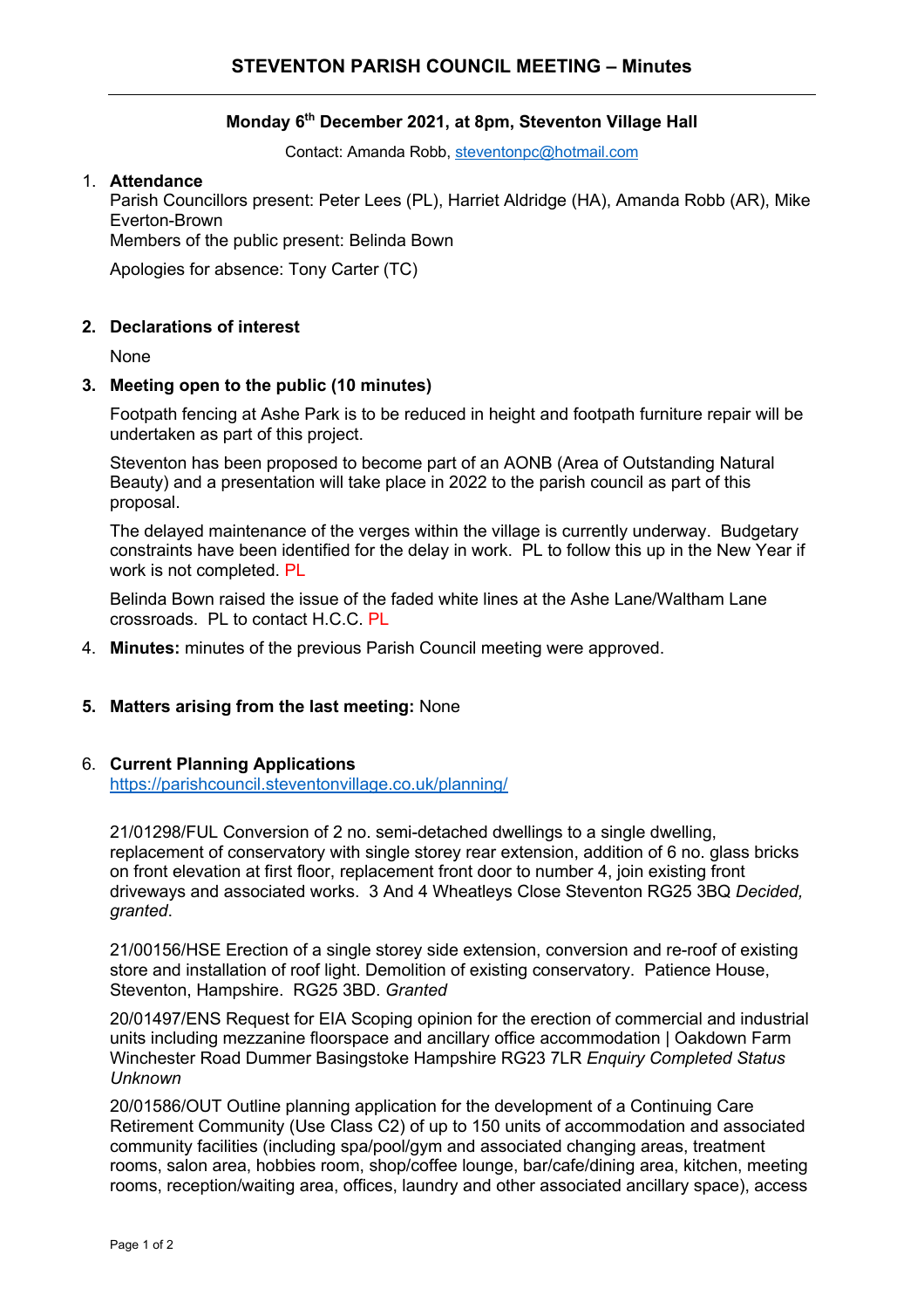# STEVENTON PARISH COUNCIL MEETING – Minutes

**Monday 6th December 2021, at 8pm, Steventon Village Hall**

Contact: Amanda Robb, steventonpc@hotmail.com

1. **Attendance**
   Parish Councillors present: Peter Lees (PL), Harriet Aldridge (HA), Amanda Robb (AR), Mike Everton-Brown
   Members of the public present: Belinda Bown

   Apologies for absence: Tony Carter (TC)

2. **Declarations of interest**

   None

3. **Meeting open to the public (10 minutes)**

   Footpath fencing at Ashe Park is to be reduced in height and footpath furniture repair will be undertaken as part of this project.

   Steventon has been proposed to become part of an AONB (Area of Outstanding Natural Beauty) and a presentation will take place in 2022 to the parish council as part of this proposal.

   The delayed maintenance of the verges within the village is currently underway. Budgetary constraints have been identified for the delay in work. PL to follow this up in the New Year if work is not completed. PL

   Belinda Bown raised the issue of the faded white lines at the Ashe Lane/Waltham Lane crossroads. PL to contact H.C.C. PL

4. **Minutes:** minutes of the previous Parish Council meeting were approved.

5. **Matters arising from the last meeting:** None

6. **Current Planning Applications**
   https://parishcouncil.steventonvillage.co.uk/planning/

   21/01298/FUL Conversion of 2 no. semi-detached dwellings to a single dwelling, replacement of conservatory with single storey rear extension, addition of 6 no. glass bricks on front elevation at first floor, replacement front door to number 4, join existing front driveways and associated works. 3 And 4 Wheatleys Close Steventon RG25 3BQ *Decided, granted*.

   21/00156/HSE Erection of a single storey side extension, conversion and re-roof of existing store and installation of roof light. Demolition of existing conservatory. Patience House, Steventon, Hampshire. RG25 3BD. *Granted*

   20/01497/ENS Request for EIA Scoping opinion for the erection of commercial and industrial units including mezzanine floorspace and ancillary office accommodation | Oakdown Farm Winchester Road Dummer Basingstoke Hampshire RG23 7LR *Enquiry Completed Status Unknown*

   20/01586/OUT Outline planning application for the development of a Continuing Care Retirement Community (Use Class C2) of up to 150 units of accommodation and associated community facilities (including spa/pool/gym and associated changing areas, treatment rooms, salon area, hobbies room, shop/coffee lounge, bar/cafe/dining area, kitchen, meeting rooms, reception/waiting area, offices, laundry and other associated ancillary space), access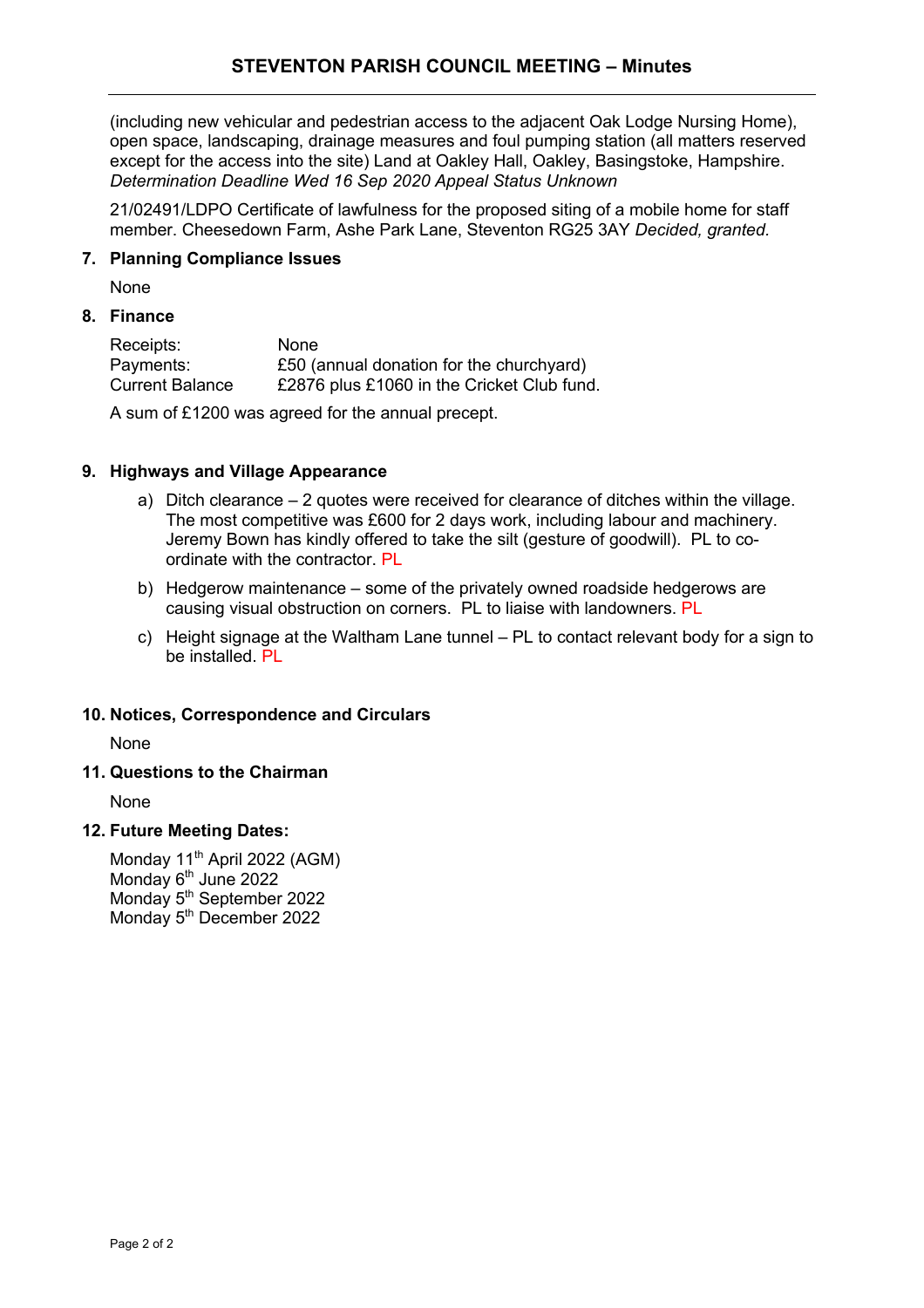(including new vehicular and pedestrian access to the adjacent Oak Lodge Nursing Home), open space, landscaping, drainage measures and foul pumping station (all matters reserved except for the access into the site) Land at Oakley Hall, Oakley, Basingstoke, Hampshire. *Determination Deadline Wed 16 Sep 2020 Appeal Status Unknown*

21/02491/LDPO Certificate of lawfulness for the proposed siting of a mobile home for staff member. Cheesedown Farm, Ashe Park Lane, Steventon RG25 3AY *Decided, granted.*

**7. Planning Compliance Issues**

None

**8. Finance**

| | |
|---|---|
| Receipts: | None |
| Payments: | £50 (annual donation for the churchyard) |
| Current Balance | £2876 plus £1060 in the Cricket Club fund. |

A sum of £1200 was agreed for the annual precept.

**9. Highways and Village Appearance**

a) Ditch clearance – 2 quotes were received for clearance of ditches within the village. The most competitive was £600 for 2 days work, including labour and machinery. Jeremy Bown has kindly offered to take the silt (gesture of goodwill). PL to co-ordinate with the contractor. PL

b) Hedgerow maintenance – some of the privately owned roadside hedgerows are causing visual obstruction on corners. PL to liaise with landowners. PL

c) Height signage at the Waltham Lane tunnel – PL to contact relevant body for a sign to be installed. PL

**10. Notices, Correspondence and Circulars**

None

**11. Questions to the Chairman**

None

**12. Future Meeting Dates:**

Monday 11th April 2022 (AGM)
Monday 6th June 2022
Monday 5th September 2022
Monday 5th December 2022